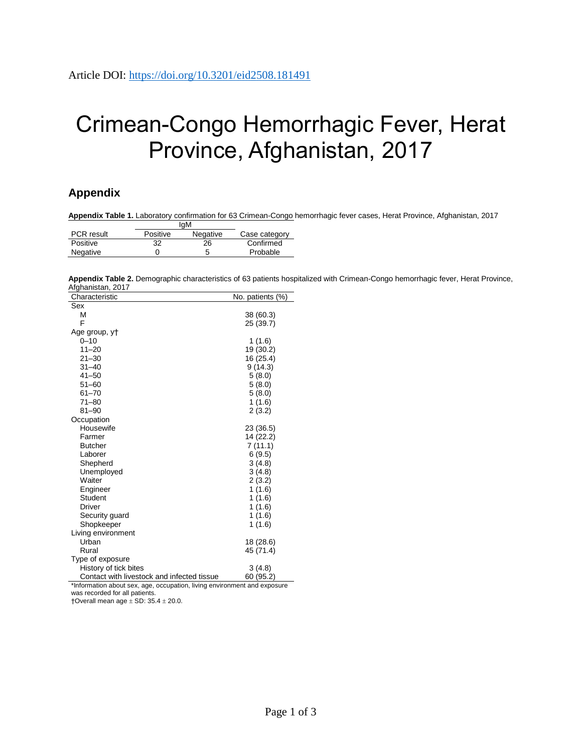Article DOI: https://doi.org/10.3201/eid2508.181491

# Crimean-Congo Hemorrhagic Fever, Herat Province, Afghanistan, 2017

## Appendix

**Appendix Table 1.** Laboratory confirmation for 63 Crimean-Congo hemorrhagic fever cases, Herat Province, Afghanistan, 2017

| | IgM | | |
|---|---|---|---|
| PCR result | Positive | Negative | Case category |
| Positive | 32 | 26 | Confirmed |
| Negative | 0 | 5 | Probable |

**Appendix Table 2.** Demographic characteristics of 63 patients hospitalized with Crimean-Congo hemorrhagic fever, Herat Province, Afghanistan, 2017

| Characteristic | No. patients (%) |
|---|---|
| Sex | |
| M | 38 (60.3) |
| F | 25 (39.7) |
| Age group, y† | |
| 0–10 | 1 (1.6) |
| 11–20 | 19 (30.2) |
| 21–30 | 16 (25.4) |
| 31–40 | 9 (14.3) |
| 41–50 | 5 (8.0) |
| 51–60 | 5 (8.0) |
| 61–70 | 5 (8.0) |
| 71–80 | 1 (1.6) |
| 81–90 | 2 (3.2) |
| Occupation | |
| Housewife | 23 (36.5) |
| Farmer | 14 (22.2) |
| Butcher | 7 (11.1) |
| Laborer | 6 (9.5) |
| Shepherd | 3 (4.8) |
| Unemployed | 3 (4.8) |
| Waiter | 2 (3.2) |
| Engineer | 1 (1.6) |
| Student | 1 (1.6) |
| Driver | 1 (1.6) |
| Security guard | 1 (1.6) |
| Shopkeeper | 1 (1.6) |
| Living environment | |
| Urban | 18 (28.6) |
| Rural | 45 (71.4) |
| Type of exposure | |
| History of tick bites | 3 (4.8) |
| Contact with livestock and infected tissue | 60 (95.2) |

*Information about sex, age, occupation, living environment and exposure was recorded for all patients.
†Overall mean age ± SD: 35.4 ± 20.0.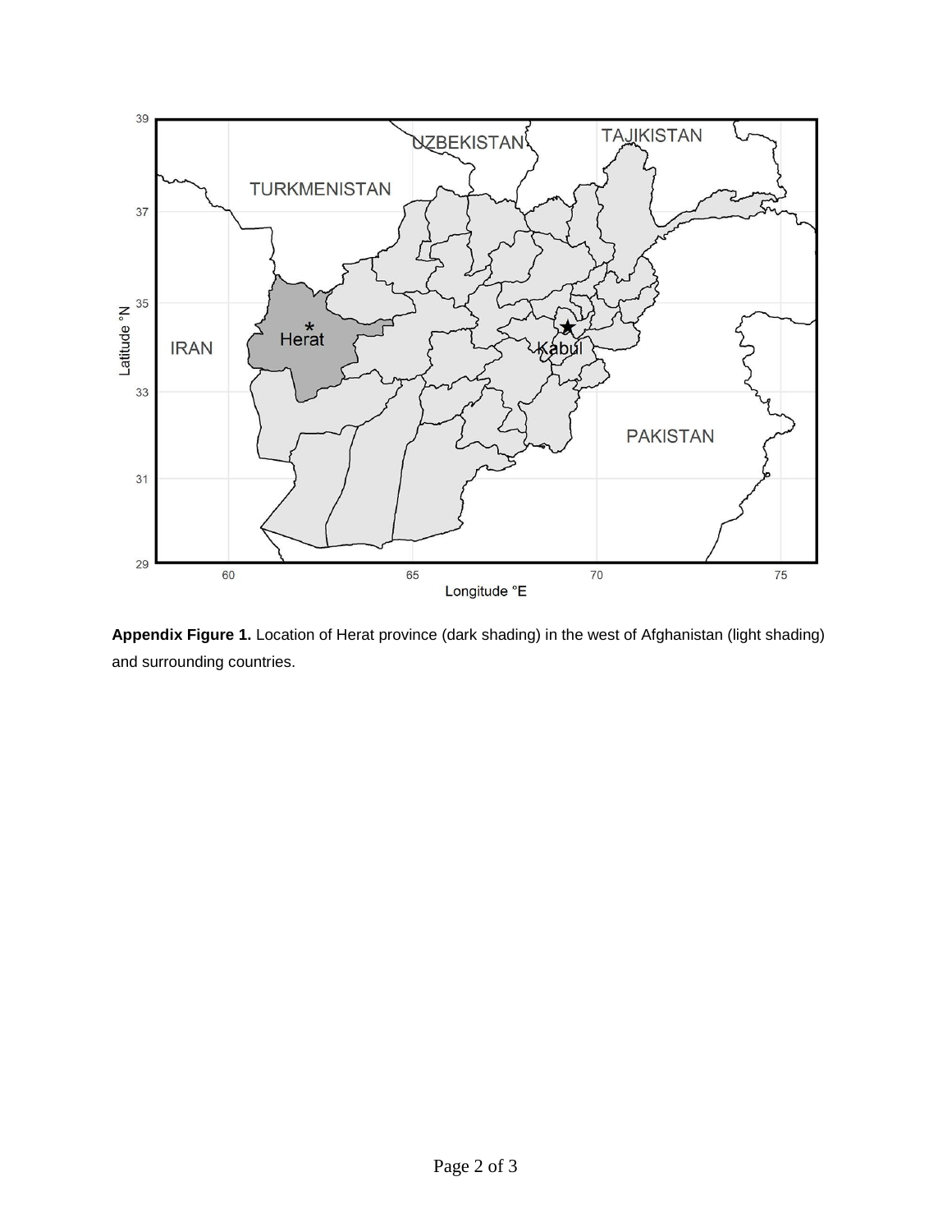**Appendix Figure 1.** Location of Herat province (dark shading) in the west of Afghanistan (light shading) and surrounding countries.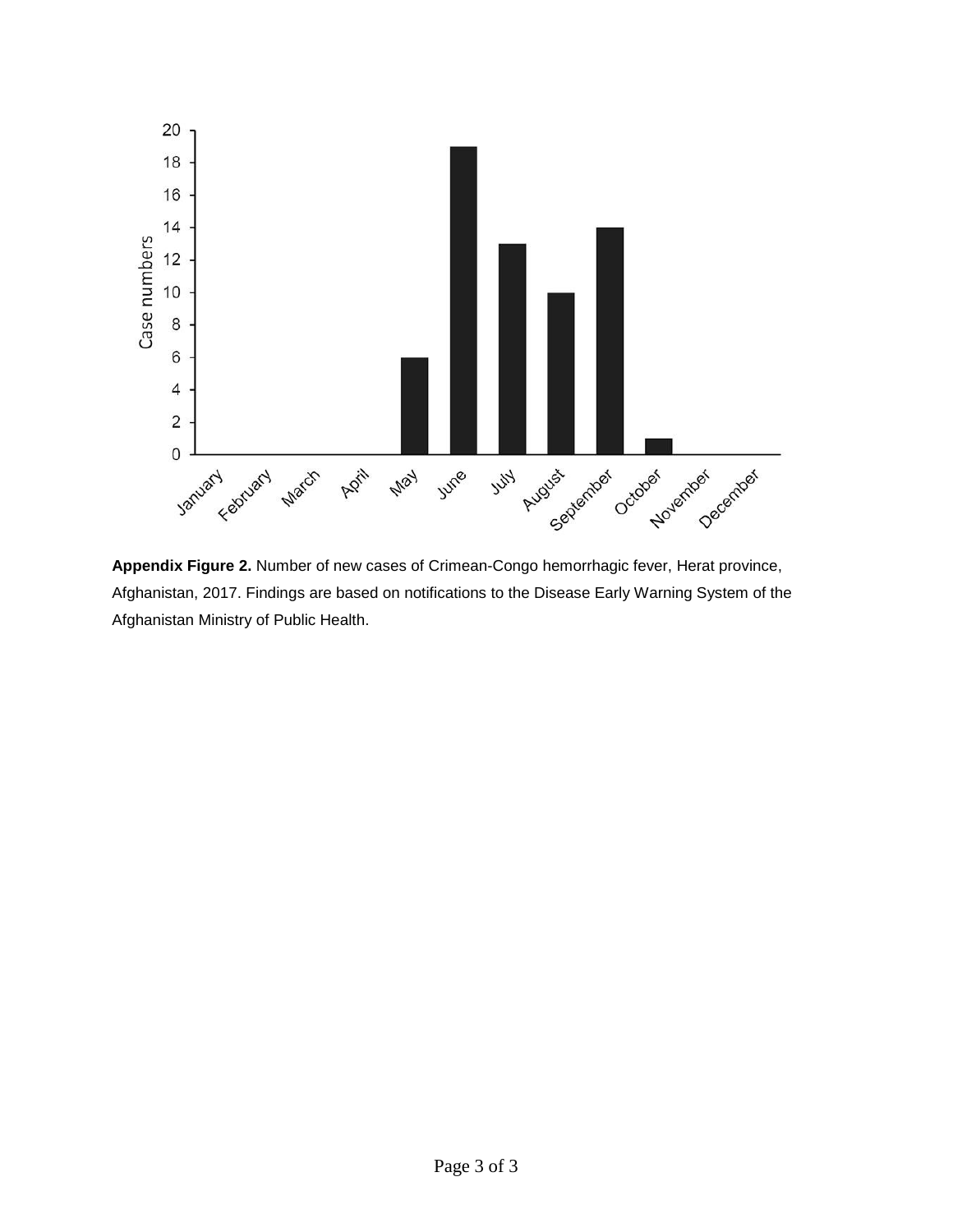Case numbers

20
18
16
14
12
10
8
6
4
2
0

January
February
March
April
May
June
July
August
September
October
November
December

**Appendix Figure 2.** Number of new cases of Crimean-Congo hemorrhagic fever, Herat province, Afghanistan, 2017. Findings are based on notifications to the Disease Early Warning System of the Afghanistan Ministry of Public Health.